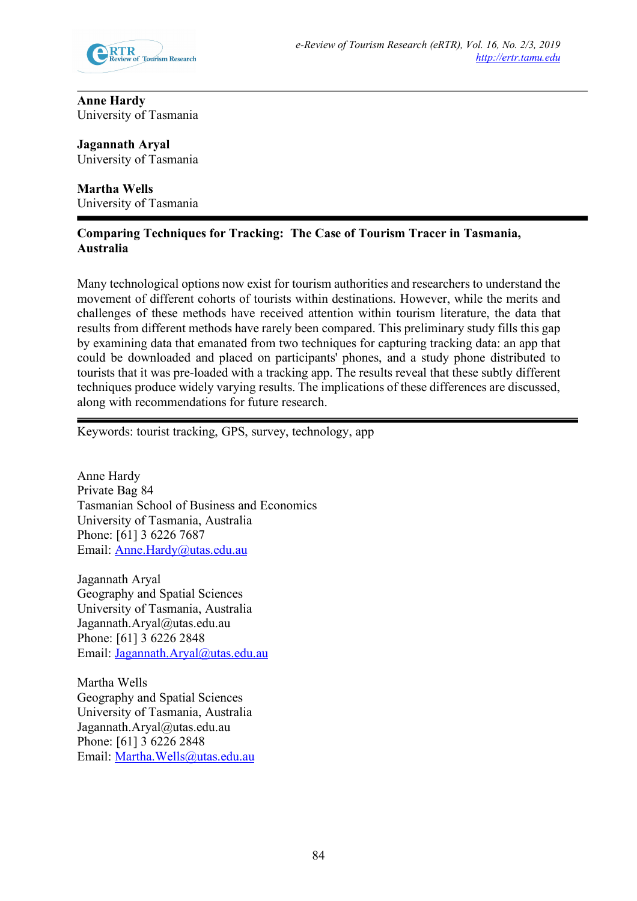**Anne Hardy**
University of Tasmania

**Jagannath Aryal**
University of Tasmania

**Martha Wells**
University of Tasmania

# Comparing Techniques for Tracking: The Case of Tourism Tracer in Tasmania, Australia

Many technological options now exist for tourism authorities and researchers to understand the movement of different cohorts of tourists within destinations. However, while the merits and challenges of these methods have received attention within tourism literature, the data that results from different methods have rarely been compared. This preliminary study fills this gap by examining data that emanated from two techniques for capturing tracking data: an app that could be downloaded and placed on participants' phones, and a study phone distributed to tourists that it was pre-loaded with a tracking app. The results reveal that these subtly different techniques produce widely varying results. The implications of these differences are discussed, along with recommendations for future research.

Keywords: tourist tracking, GPS, survey, technology, app

Anne Hardy
Private Bag 84
Tasmanian School of Business and Economics
University of Tasmania, Australia
Phone: [61] 3 6226 7687
Email: Anne.Hardy@utas.edu.au

Jagannath Aryal
Geography and Spatial Sciences
University of Tasmania, Australia
Jagannath.Aryal@utas.edu.au
Phone: [61] 3 6226 2848
Email: Jagannath.Aryal@utas.edu.au

Martha Wells
Geography and Spatial Sciences
University of Tasmania, Australia
Jagannath.Aryal@utas.edu.au
Phone: [61] 3 6226 2848
Email: Martha.Wells@utas.edu.au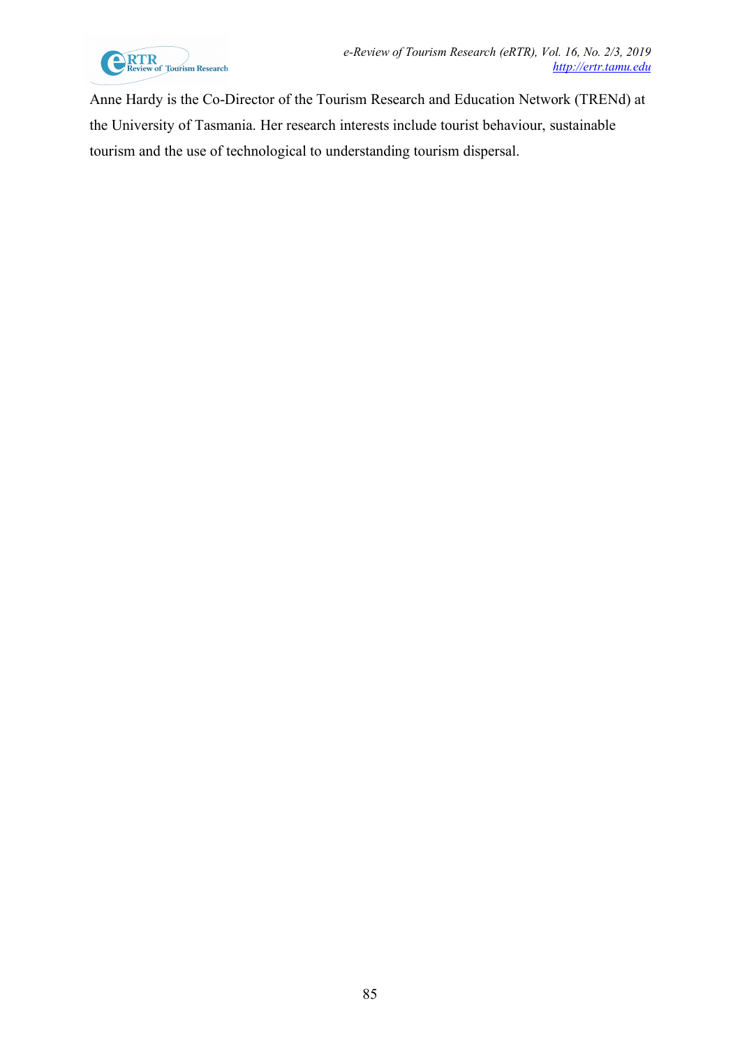Anne Hardy is the Co-Director of the Tourism Research and Education Network (TRENd) at the University of Tasmania. Her research interests include tourist behaviour, sustainable tourism and the use of technological to understanding tourism dispersal.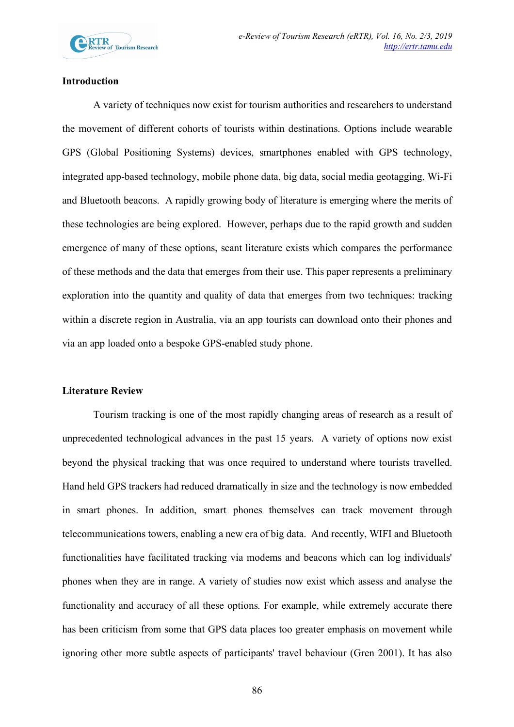## Introduction

A variety of techniques now exist for tourism authorities and researchers to understand the movement of different cohorts of tourists within destinations. Options include wearable GPS (Global Positioning Systems) devices, smartphones enabled with GPS technology, integrated app-based technology, mobile phone data, big data, social media geotagging, Wi-Fi and Bluetooth beacons. A rapidly growing body of literature is emerging where the merits of these technologies are being explored. However, perhaps due to the rapid growth and sudden emergence of many of these options, scant literature exists which compares the performance of these methods and the data that emerges from their use. This paper represents a preliminary exploration into the quantity and quality of data that emerges from two techniques: tracking within a discrete region in Australia, via an app tourists can download onto their phones and via an app loaded onto a bespoke GPS-enabled study phone.

## Literature Review

Tourism tracking is one of the most rapidly changing areas of research as a result of unprecedented technological advances in the past 15 years. A variety of options now exist beyond the physical tracking that was once required to understand where tourists travelled. Hand held GPS trackers had reduced dramatically in size and the technology is now embedded in smart phones. In addition, smart phones themselves can track movement through telecommunications towers, enabling a new era of big data. And recently, WIFI and Bluetooth functionalities have facilitated tracking via modems and beacons which can log individuals' phones when they are in range. A variety of studies now exist which assess and analyse the functionality and accuracy of all these options. For example, while extremely accurate there has been criticism from some that GPS data places too greater emphasis on movement while ignoring other more subtle aspects of participants' travel behaviour (Gren 2001). It has also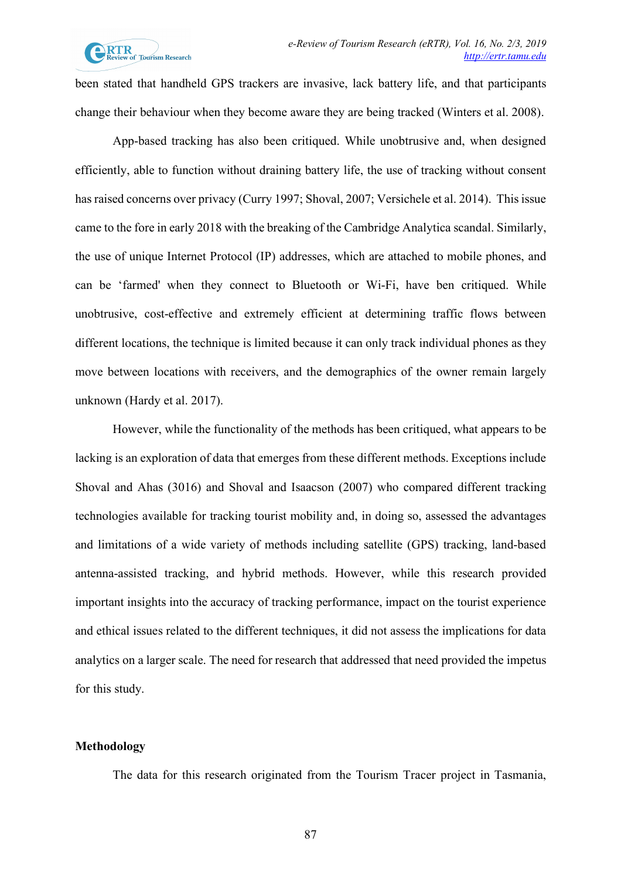been stated that handheld GPS trackers are invasive, lack battery life, and that participants change their behaviour when they become aware they are being tracked (Winters et al. 2008).

App-based tracking has also been critiqued. While unobtrusive and, when designed efficiently, able to function without draining battery life, the use of tracking without consent has raised concerns over privacy (Curry 1997; Shoval, 2007; Versichele et al. 2014). This issue came to the fore in early 2018 with the breaking of the Cambridge Analytica scandal. Similarly, the use of unique Internet Protocol (IP) addresses, which are attached to mobile phones, and can be 'farmed' when they connect to Bluetooth or Wi-Fi, have ben critiqued. While unobtrusive, cost-effective and extremely efficient at determining traffic flows between different locations, the technique is limited because it can only track individual phones as they move between locations with receivers, and the demographics of the owner remain largely unknown (Hardy et al. 2017).

However, while the functionality of the methods has been critiqued, what appears to be lacking is an exploration of data that emerges from these different methods. Exceptions include Shoval and Ahas (3016) and Shoval and Isaacson (2007) who compared different tracking technologies available for tracking tourist mobility and, in doing so, assessed the advantages and limitations of a wide variety of methods including satellite (GPS) tracking, land-based antenna-assisted tracking, and hybrid methods. However, while this research provided important insights into the accuracy of tracking performance, impact on the tourist experience and ethical issues related to the different techniques, it did not assess the implications for data analytics on a larger scale. The need for research that addressed that need provided the impetus for this study.

## Methodology

The data for this research originated from the Tourism Tracer project in Tasmania,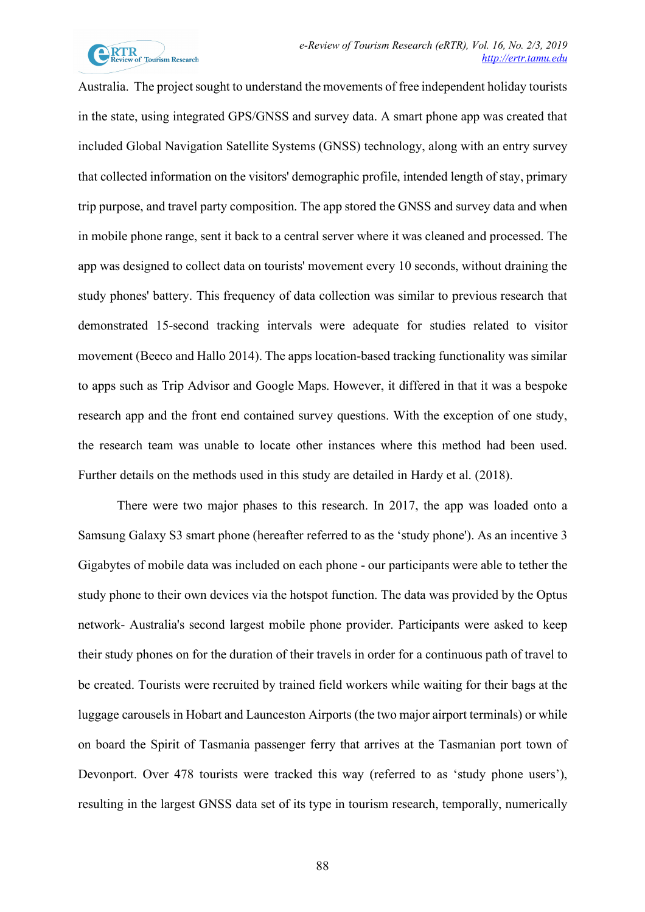Australia. The project sought to understand the movements of free independent holiday tourists in the state, using integrated GPS/GNSS and survey data. A smart phone app was created that included Global Navigation Satellite Systems (GNSS) technology, along with an entry survey that collected information on the visitors' demographic profile, intended length of stay, primary trip purpose, and travel party composition. The app stored the GNSS and survey data and when in mobile phone range, sent it back to a central server where it was cleaned and processed. The app was designed to collect data on tourists' movement every 10 seconds, without draining the study phones' battery. This frequency of data collection was similar to previous research that demonstrated 15-second tracking intervals were adequate for studies related to visitor movement (Beeco and Hallo 2014). The apps location-based tracking functionality was similar to apps such as Trip Advisor and Google Maps. However, it differed in that it was a bespoke research app and the front end contained survey questions. With the exception of one study, the research team was unable to locate other instances where this method had been used. Further details on the methods used in this study are detailed in Hardy et al. (2018).

There were two major phases to this research. In 2017, the app was loaded onto a Samsung Galaxy S3 smart phone (hereafter referred to as the 'study phone'). As an incentive 3 Gigabytes of mobile data was included on each phone - our participants were able to tether the study phone to their own devices via the hotspot function. The data was provided by the Optus network- Australia's second largest mobile phone provider. Participants were asked to keep their study phones on for the duration of their travels in order for a continuous path of travel to be created. Tourists were recruited by trained field workers while waiting for their bags at the luggage carousels in Hobart and Launceston Airports (the two major airport terminals) or while on board the Spirit of Tasmania passenger ferry that arrives at the Tasmanian port town of Devonport. Over 478 tourists were tracked this way (referred to as 'study phone users'), resulting in the largest GNSS data set of its type in tourism research, temporally, numerically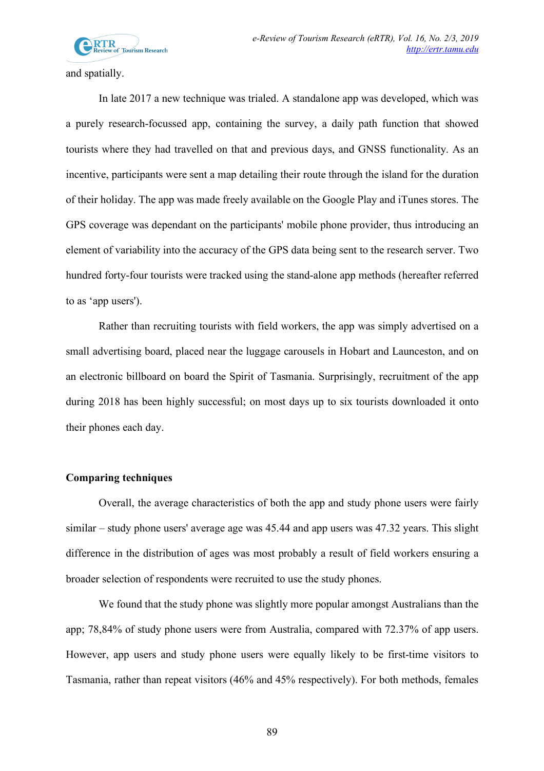and spatially.

In late 2017 a new technique was trialed. A standalone app was developed, which was a purely research-focussed app, containing the survey, a daily path function that showed tourists where they had travelled on that and previous days, and GNSS functionality. As an incentive, participants were sent a map detailing their route through the island for the duration of their holiday. The app was made freely available on the Google Play and iTunes stores. The GPS coverage was dependant on the participants' mobile phone provider, thus introducing an element of variability into the accuracy of the GPS data being sent to the research server. Two hundred forty-four tourists were tracked using the stand-alone app methods (hereafter referred to as 'app users').

Rather than recruiting tourists with field workers, the app was simply advertised on a small advertising board, placed near the luggage carousels in Hobart and Launceston, and on an electronic billboard on board the Spirit of Tasmania. Surprisingly, recruitment of the app during 2018 has been highly successful; on most days up to six tourists downloaded it onto their phones each day.

## Comparing techniques

Overall, the average characteristics of both the app and study phone users were fairly similar – study phone users' average age was 45.44 and app users was 47.32 years. This slight difference in the distribution of ages was most probably a result of field workers ensuring a broader selection of respondents were recruited to use the study phones.

We found that the study phone was slightly more popular amongst Australians than the app; 78,84% of study phone users were from Australia, compared with 72.37% of app users. However, app users and study phone users were equally likely to be first-time visitors to Tasmania, rather than repeat visitors (46% and 45% respectively). For both methods, females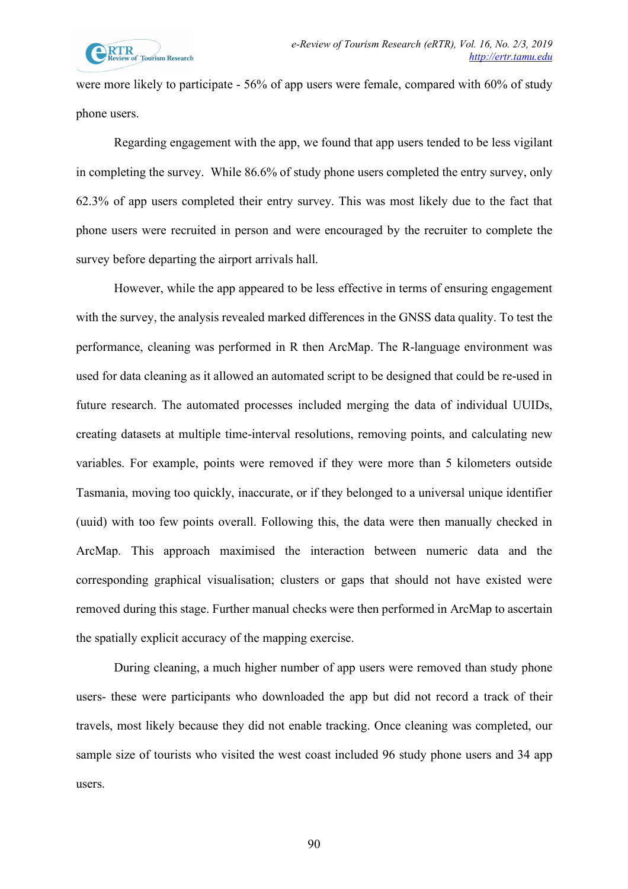were more likely to participate - 56% of app users were female, compared with 60% of study phone users.

Regarding engagement with the app, we found that app users tended to be less vigilant in completing the survey. While 86.6% of study phone users completed the entry survey, only 62.3% of app users completed their entry survey. This was most likely due to the fact that phone users were recruited in person and were encouraged by the recruiter to complete the survey before departing the airport arrivals hall.

However, while the app appeared to be less effective in terms of ensuring engagement with the survey, the analysis revealed marked differences in the GNSS data quality. To test the performance, cleaning was performed in R then ArcMap. The R-language environment was used for data cleaning as it allowed an automated script to be designed that could be re-used in future research. The automated processes included merging the data of individual UUIDs, creating datasets at multiple time-interval resolutions, removing points, and calculating new variables. For example, points were removed if they were more than 5 kilometers outside Tasmania, moving too quickly, inaccurate, or if they belonged to a universal unique identifier (uuid) with too few points overall. Following this, the data were then manually checked in ArcMap. This approach maximised the interaction between numeric data and the corresponding graphical visualisation; clusters or gaps that should not have existed were removed during this stage. Further manual checks were then performed in ArcMap to ascertain the spatially explicit accuracy of the mapping exercise.

During cleaning, a much higher number of app users were removed than study phone users- these were participants who downloaded the app but did not record a track of their travels, most likely because they did not enable tracking. Once cleaning was completed, our sample size of tourists who visited the west coast included 96 study phone users and 34 app users.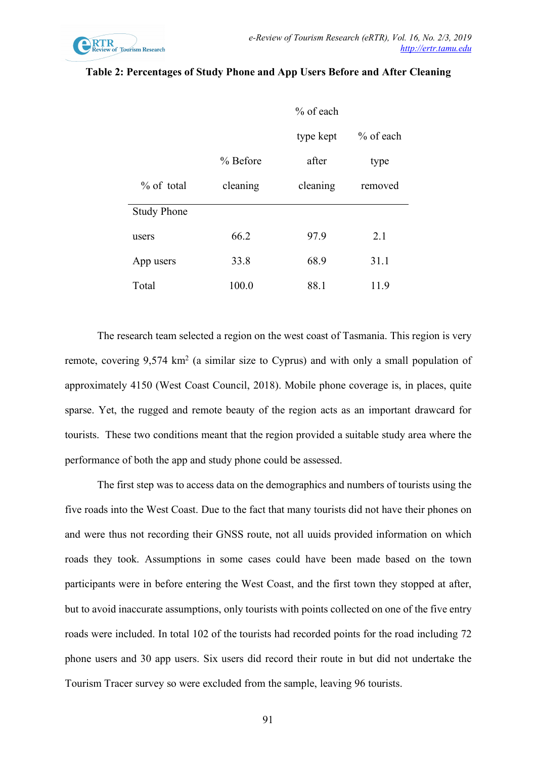**Table 2: Percentages of Study Phone and App Users Before and After Cleaning**

| % of total | % Before cleaning | % of each type kept after cleaning | % of each type removed |
|---|---|---|---|
| Study Phone users | 66.2 | 97.9 | 2.1 |
| App users | 33.8 | 68.9 | 31.1 |
| Total | 100.0 | 88.1 | 11.9 |

The research team selected a region on the west coast of Tasmania. This region is very remote, covering 9,574 km$^2$ (a similar size to Cyprus) and with only a small population of approximately 4150 (West Coast Council, 2018). Mobile phone coverage is, in places, quite sparse. Yet, the rugged and remote beauty of the region acts as an important drawcard for tourists. These two conditions meant that the region provided a suitable study area where the performance of both the app and study phone could be assessed.

The first step was to access data on the demographics and numbers of tourists using the five roads into the West Coast. Due to the fact that many tourists did not have their phones on and were thus not recording their GNSS route, not all uuids provided information on which roads they took. Assumptions in some cases could have been made based on the town participants were in before entering the West Coast, and the first town they stopped at after, but to avoid inaccurate assumptions, only tourists with points collected on one of the five entry roads were included. In total 102 of the tourists had recorded points for the road including 72 phone users and 30 app users. Six users did record their route in but did not undertake the Tourism Tracer survey so were excluded from the sample, leaving 96 tourists.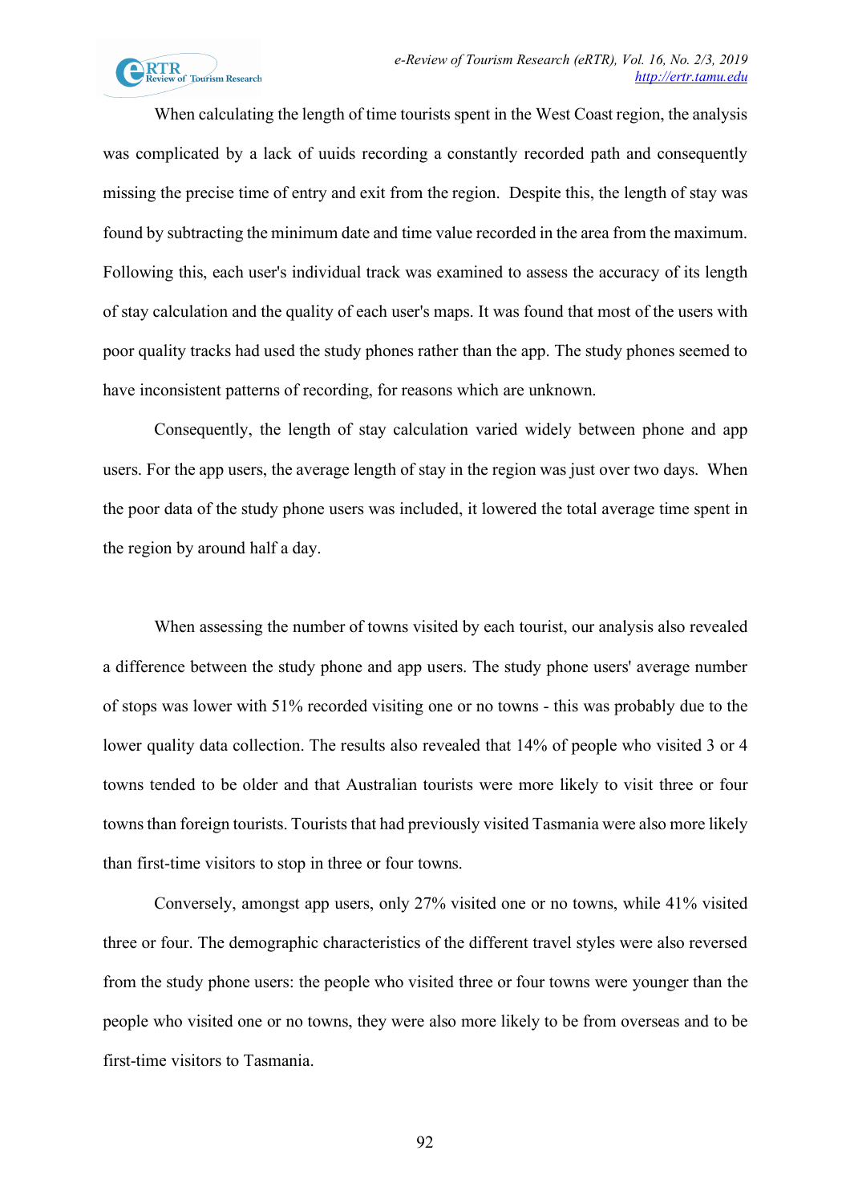When calculating the length of time tourists spent in the West Coast region, the analysis was complicated by a lack of uuids recording a constantly recorded path and consequently missing the precise time of entry and exit from the region. Despite this, the length of stay was found by subtracting the minimum date and time value recorded in the area from the maximum. Following this, each user's individual track was examined to assess the accuracy of its length of stay calculation and the quality of each user's maps. It was found that most of the users with poor quality tracks had used the study phones rather than the app. The study phones seemed to have inconsistent patterns of recording, for reasons which are unknown.

Consequently, the length of stay calculation varied widely between phone and app users. For the app users, the average length of stay in the region was just over two days. When the poor data of the study phone users was included, it lowered the total average time spent in the region by around half a day.

When assessing the number of towns visited by each tourist, our analysis also revealed a difference between the study phone and app users. The study phone users' average number of stops was lower with 51% recorded visiting one or no towns - this was probably due to the lower quality data collection. The results also revealed that 14% of people who visited 3 or 4 towns tended to be older and that Australian tourists were more likely to visit three or four towns than foreign tourists. Tourists that had previously visited Tasmania were also more likely than first-time visitors to stop in three or four towns.

Conversely, amongst app users, only 27% visited one or no towns, while 41% visited three or four. The demographic characteristics of the different travel styles were also reversed from the study phone users: the people who visited three or four towns were younger than the people who visited one or no towns, they were also more likely to be from overseas and to be first-time visitors to Tasmania.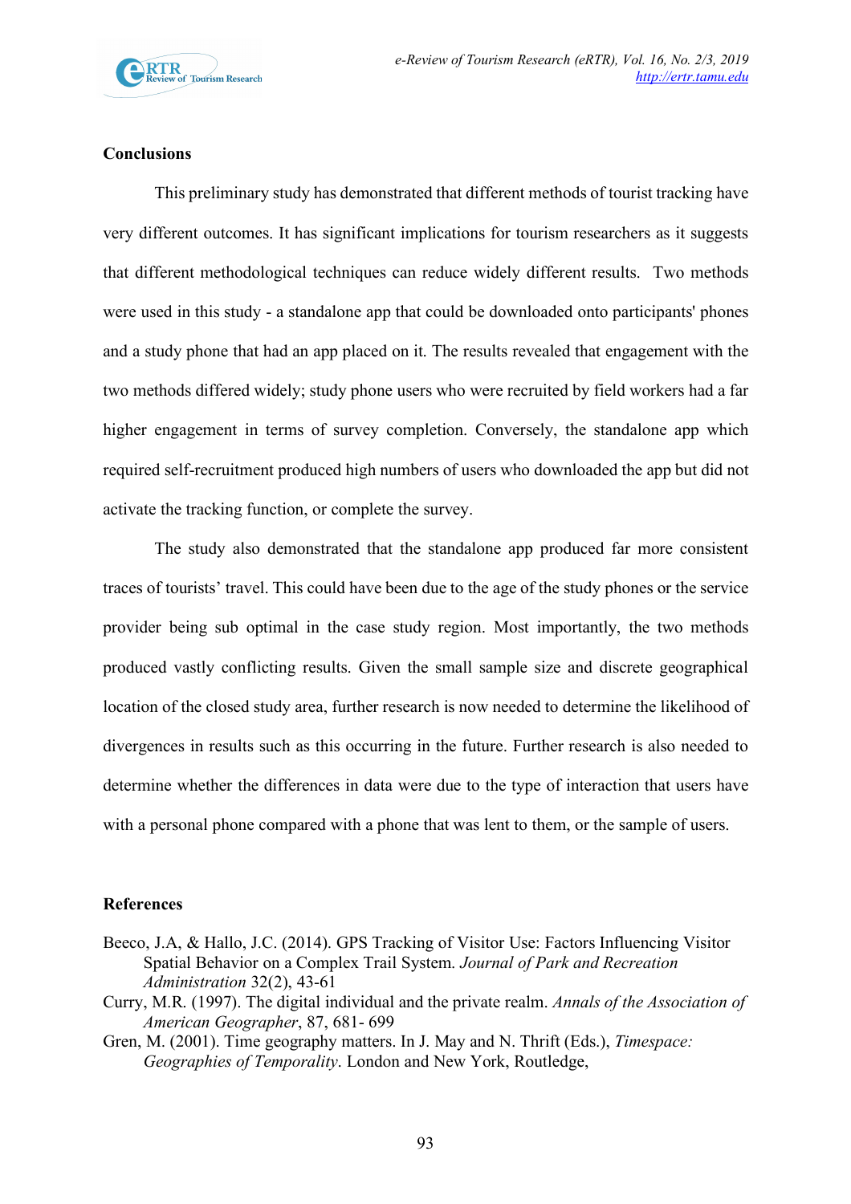## Conclusions

This preliminary study has demonstrated that different methods of tourist tracking have very different outcomes. It has significant implications for tourism researchers as it suggests that different methodological techniques can reduce widely different results. Two methods were used in this study - a standalone app that could be downloaded onto participants' phones and a study phone that had an app placed on it. The results revealed that engagement with the two methods differed widely; study phone users who were recruited by field workers had a far higher engagement in terms of survey completion. Conversely, the standalone app which required self-recruitment produced high numbers of users who downloaded the app but did not activate the tracking function, or complete the survey.

The study also demonstrated that the standalone app produced far more consistent traces of tourists' travel. This could have been due to the age of the study phones or the service provider being sub optimal in the case study region. Most importantly, the two methods produced vastly conflicting results. Given the small sample size and discrete geographical location of the closed study area, further research is now needed to determine the likelihood of divergences in results such as this occurring in the future. Further research is also needed to determine whether the differences in data were due to the type of interaction that users have with a personal phone compared with a phone that was lent to them, or the sample of users.

## References

Beeco, J.A, & Hallo, J.C. (2014). GPS Tracking of Visitor Use: Factors Influencing Visitor Spatial Behavior on a Complex Trail System. *Journal of Park and Recreation Administration* 32(2), 43-61

Curry, M.R. (1997). The digital individual and the private realm. *Annals of the Association of American Geographer*, 87, 681- 699

Gren, M. (2001). Time geography matters. In J. May and N. Thrift (Eds.), *Timespace: Geographies of Temporality*. London and New York, Routledge,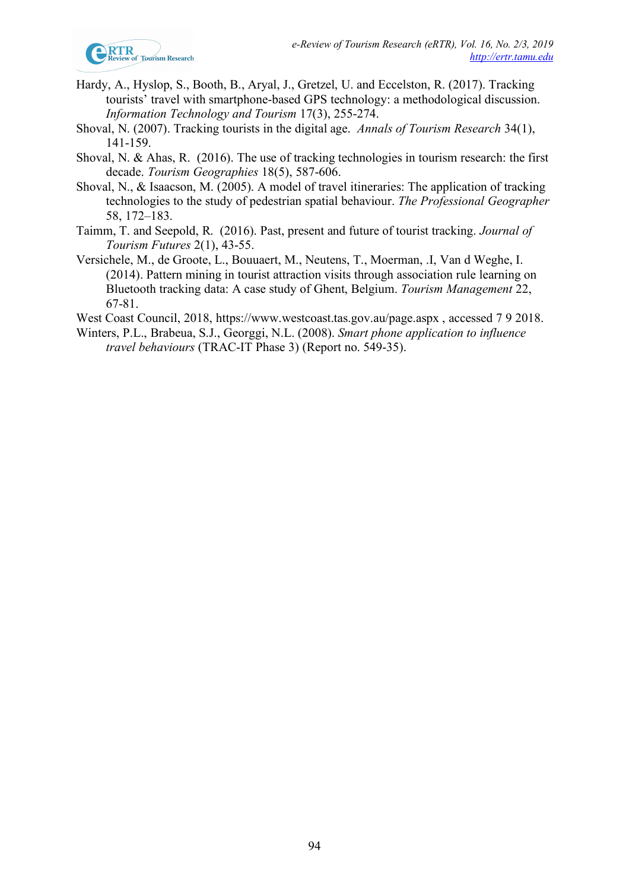Hardy, A., Hyslop, S., Booth, B., Aryal, J., Gretzel, U. and Eccelston, R. (2017). Tracking tourists' travel with smartphone-based GPS technology: a methodological discussion. *Information Technology and Tourism* 17(3), 255-274.

Shoval, N. (2007). Tracking tourists in the digital age. *Annals of Tourism Research* 34(1), 141-159.

Shoval, N. & Ahas, R. (2016). The use of tracking technologies in tourism research: the first decade. *Tourism Geographies* 18(5), 587-606.

Shoval, N., & Isaacson, M. (2005). A model of travel itineraries: The application of tracking technologies to the study of pedestrian spatial behaviour. *The Professional Geographer* 58, 172–183.

Taimm, T. and Seepold, R. (2016). Past, present and future of tourist tracking. *Journal of Tourism Futures* 2(1), 43-55.

Versichele, M., de Groote, L., Bouuaert, M., Neutens, T., Moerman, .I, Van d Weghe, I. (2014). Pattern mining in tourist attraction visits through association rule learning on Bluetooth tracking data: A case study of Ghent, Belgium. *Tourism Management* 22, 67-81.

West Coast Council, 2018, https://www.westcoast.tas.gov.au/page.aspx , accessed 7 9 2018.

Winters, P.L., Brabeua, S.J., Georggi, N.L. (2008). *Smart phone application to influence travel behaviours* (TRAC-IT Phase 3) (Report no. 549-35).